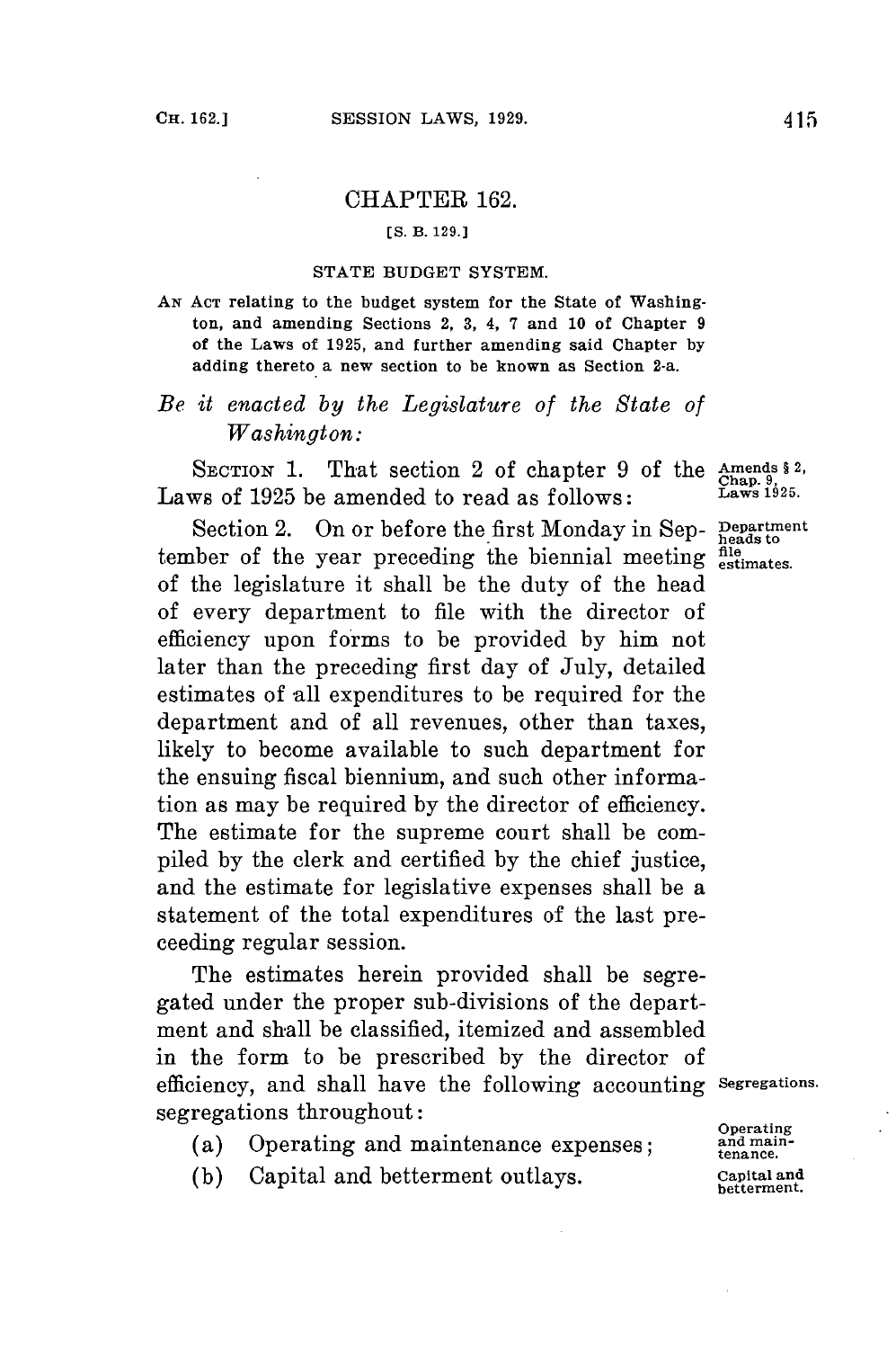# CHAPTER 162.

[S. B. 129.]

## STATE BUDGET SYSTEM.

AN ACT relating to the budget system for the State of Washington, and amending Sections 2, 3, 4, 7 and 10 of Chapter 9 of the Laws of 1925, and further amending said Chapter by adding thereto a new section to be known as Section 2-a.

*Be it enacted by the Legislature of the State of Washington:*

SECTION 1. That section 2 of chapter 9 of the Laws of 1925 be amended to read as follows:

Amends § 2, Chap. 9, Laws 1925.

Section 2. On or before the first Monday in September of the year preceding the biennial meeting of the legislature it shall be the duty of the head of every department to file with the director of efficiency upon forms to be provided by him not later than the preceding first day of July, detailed estimates of all expenditures to be required for the department and of all revenues, other than taxes, likely to become available to such department for the ensuing fiscal biennium, and such other information as may be required by the director of efficiency. The estimate for the supreme court shall be compiled by the clerk and certified by the chief justice, and the estimate for legislative expenses shall be a statement of the total expenditures of the last preceeding regular session.

Department heads to file estimates.

The estimates herein provided shall be segregated under the proper sub-divisions of the department and shall be classified, itemized and assembled in the form to be prescribed by the director of efficiency, and shall have the following accounting segregations throughout:

Segregations.

(a) Operating and maintenance expenses;

Operating and maintenance.

(b) Capital and betterment outlays.

Capital and betterment.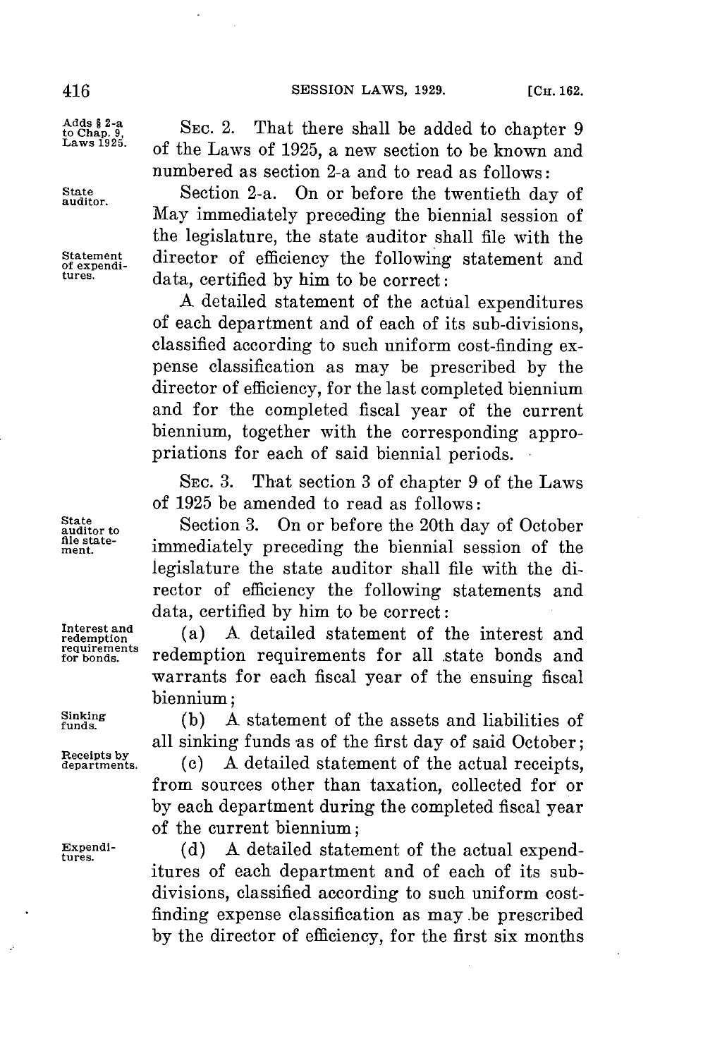SEC. 2. That there shall be added to chapter 9 of the Laws of 1925, a new section to be known and numbered as section 2-a and to read as follows:

Adds § 2-a to Chap. 9, Laws 1925.

Section 2-a. On or before the twentieth day of May immediately preceding the biennial session of the legislature, the state auditor shall file with the director of efficiency the following statement and data, certified by him to be correct:

State auditor.

Statement of expenditures.

A detailed statement of the actual expenditures of each department and of each of its sub-divisions, classified according to such uniform cost-finding expense classification as may be prescribed by the director of efficiency, for the last completed biennium and for the completed fiscal year of the current biennium, together with the corresponding appropriations for each of said biennial periods.

SEC. 3. That section 3 of chapter 9 of the Laws of 1925 be amended to read as follows:

Section 3. On or before the 20th day of October immediately preceding the biennial session of the legislature the state auditor shall file with the director of efficiency the following statements and data, certified by him to be correct:

State auditor to file statement.

(a) A detailed statement of the interest and redemption requirements for all state bonds and warrants for each fiscal year of the ensuing fiscal biennium;

Interest and redemption requirements for bonds.

(b) A statement of the assets and liabilities of all sinking funds as of the first day of said October;

Sinking funds.

(c) A detailed statement of the actual receipts, from sources other than taxation, collected for or by each department during the completed fiscal year of the current biennium;

Receipts by departments.

(d) A detailed statement of the actual expenditures of each department and of each of its subdivisions, classified according to such uniform cost-finding expense classification as may be prescribed by the director of efficiency, for the first six months

Expenditures.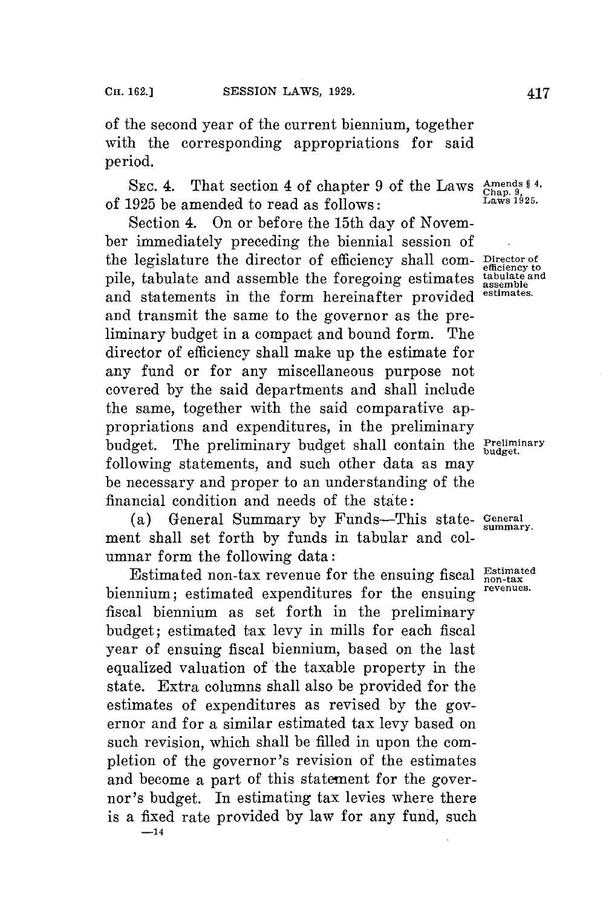of the second year of the current biennium, together with the corresponding appropriations for said period.

SEC. 4. That section 4 of chapter 9 of the Laws of 1925 be amended to read as follows: *Amends § 4, Chap. 9, Laws 1925.*

Section 4. On or before the 15th day of November immediately preceding the biennial session of the legislature the director of efficiency shall compile, tabulate and assemble the foregoing estimates and statements in the form hereinafter provided and transmit the same to the governor as the preliminary budget in a compact and bound form. The director of efficiency shall make up the estimate for any fund or for any miscellaneous purpose not covered by the said departments and shall include the same, together with the said comparative appropriations and expenditures, in the preliminary budget. The preliminary budget shall contain the following statements, and such other data as may be necessary and proper to an understanding of the financial condition and needs of the state: *Director of efficiency to tabulate and assemble estimates.* *Preliminary budget.*

(a) General Summary by Funds—This statement shall set forth by funds in tabular and columnar form the following data: *General summary.*

Estimated non-tax revenue for the ensuing fiscal biennium; estimated expenditures for the ensuing fiscal biennium as set forth in the preliminary budget; estimated tax levy in mills for each fiscal year of ensuing fiscal biennium, based on the last equalized valuation of the taxable property in the state. Extra columns shall also be provided for the estimates of expenditures as revised by the governor and for a similar estimated tax levy based on such revision, which shall be filled in upon the completion of the governor's revision of the estimates and become a part of this statement for the governor's budget. In estimating tax levies where there is a fixed rate provided by law for any fund, such *Estimated non-tax revenues.*

—14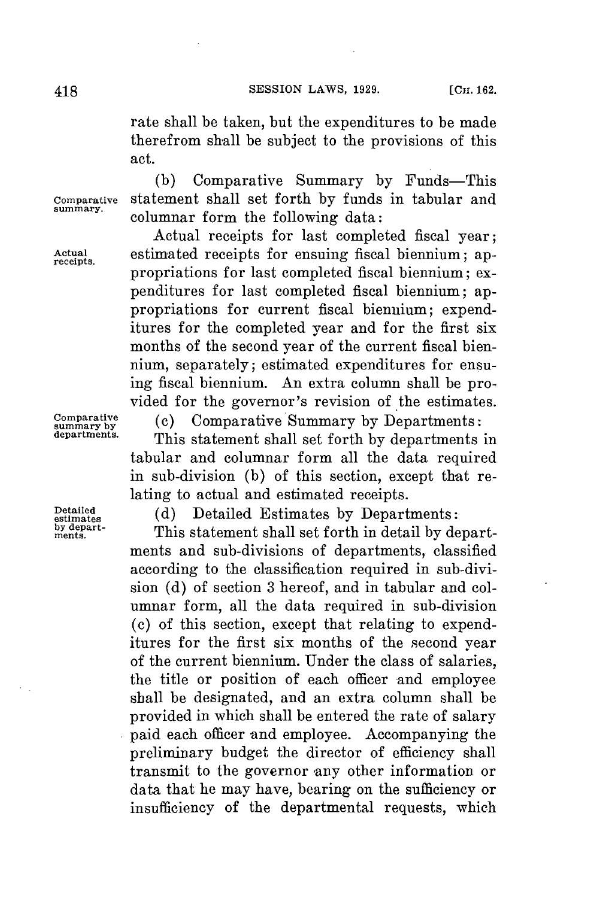rate shall be taken, but the expenditures to be made therefrom shall be subject to the provisions of this act.

Comparative summary.

(b) Comparative Summary by Funds—This statement shall set forth by funds in tabular and columnar form the following data:

Actual receipts.

Actual receipts for last completed fiscal year; estimated receipts for ensuing fiscal biennium; appropriations for last completed fiscal biennium; expenditures for last completed fiscal biennium; appropriations for current fiscal biennium; expenditures for the completed year and for the first six months of the second year of the current fiscal biennium, separately; estimated expenditures for ensuing fiscal biennium. An extra column shall be provided for the governor's revision of the estimates.

Comparative summary by departments.

(c) Comparative Summary by Departments:

This statement shall set forth by departments in tabular and columnar form all the data required in sub-division (b) of this section, except that relating to actual and estimated receipts.

Detailed estimates by departments.

(d) Detailed Estimates by Departments:

This statement shall set forth in detail by departments and sub-divisions of departments, classified according to the classification required in sub-division (d) of section 3 hereof, and in tabular and columnar form, all the data required in sub-division (c) of this section, except that relating to expenditures for the first six months of the second year of the current biennium. Under the class of salaries, the title or position of each officer and employee shall be designated, and an extra column shall be provided in which shall be entered the rate of salary paid each officer and employee. Accompanying the preliminary budget the director of efficiency shall transmit to the governor any other information or data that he may have, bearing on the sufficiency or insufficiency of the departmental requests, which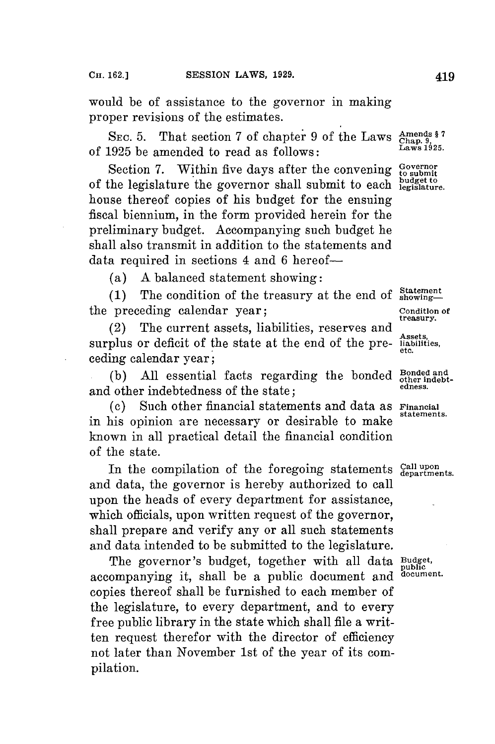would be of assistance to the governor in making proper revisions of the estimates.

SEC. 5. That section 7 of chapter 9 of the Laws of 1925 be amended to read as follows: Amends § 7 Chap. 9, Laws 1925.

Section 7. Within five days after the convening of the legislature the governor shall submit to each house thereof copies of his budget for the ensuing fiscal biennium, in the form provided herein for the preliminary budget. Accompanying such budget he shall also transmit in addition to the statements and data required in sections 4 and 6 hereof— Governor to submit budget to legislature.

(a) A balanced statement showing: Statement showing—

(1) The condition of the treasury at the end of the preceding calendar year; Condition of treasury.

(2) The current assets, liabilities, reserves and surplus or deficit of the state at the end of the preceding calendar year; Assets, liabilities, etc.

(b) All essential facts regarding the bonded and other indebtedness of the state; Bonded and other indebtedness.

(c) Such other financial statements and data as in his opinion are necessary or desirable to make known in all practical detail the financial condition of the state. Financial statements.

In the compilation of the foregoing statements and data, the governor is hereby authorized to call upon the heads of every department for assistance, which officials, upon written request of the governor, shall prepare and verify any or all such statements and data intended to be submitted to the legislature. Call upon departments.

The governor's budget, together with all data accompanying it, shall be a public document and copies thereof shall be furnished to each member of the legislature, to every department, and to every free public library in the state which shall file a written request therefor with the director of efficiency not later than November 1st of the year of its compilation. Budget, public document.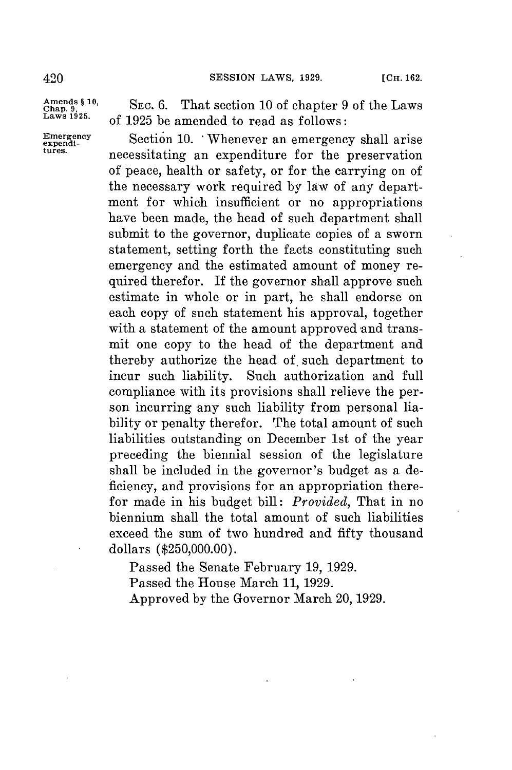Amends § 10, Chap. 9, Laws 1925.

SEC. 6. That section 10 of chapter 9 of the Laws of 1925 be amended to read as follows:

Emergency expenditures.

Section 10. Whenever an emergency shall arise necessitating an expenditure for the preservation of peace, health or safety, or for the carrying on of the necessary work required by law of any department for which insufficient or no appropriations have been made, the head of such department shall submit to the governor, duplicate copies of a sworn statement, setting forth the facts constituting such emergency and the estimated amount of money required therefor. If the governor shall approve such estimate in whole or in part, he shall endorse on each copy of such statement his approval, together with a statement of the amount approved and transmit one copy to the head of the department and thereby authorize the head of such department to incur such liability. Such authorization and full compliance with its provisions shall relieve the person incurring any such liability from personal liability or penalty therefor. The total amount of such liabilities outstanding on December 1st of the year preceding the biennial session of the legislature shall be included in the governor's budget as a deficiency, and provisions for an appropriation therefor made in his budget bill: *Provided,* That in no biennium shall the total amount of such liabilities exceed the sum of two hundred and fifty thousand dollars ($250,000.00).

Passed the Senate February 19, 1929.

Passed the House March 11, 1929.

Approved by the Governor March 20, 1929.